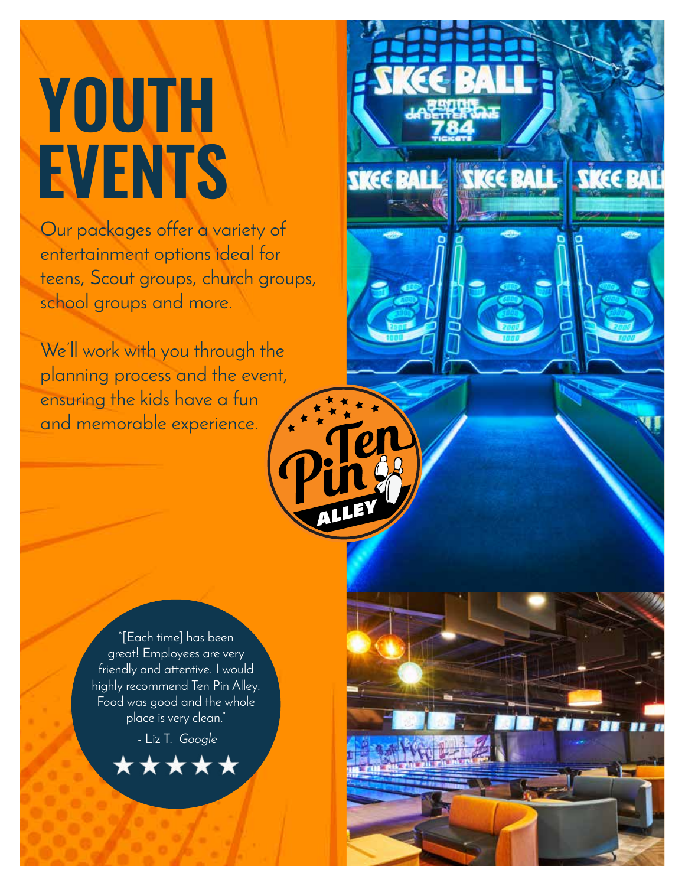# YOUTH EVENTS

Our packages offer a variety of entertainment options ideal for teens, Scout groups, church groups, school groups and more.

We'll work with you through the planning process and the event, ensuring the kids have a fun and memorable experience.

"[Each time] has been great! Employees are very friendly and attentive. I would highly recommend Ten Pin Alley. Food was good and the whole place is very clean."

- Liz T. *Google*

★★★★★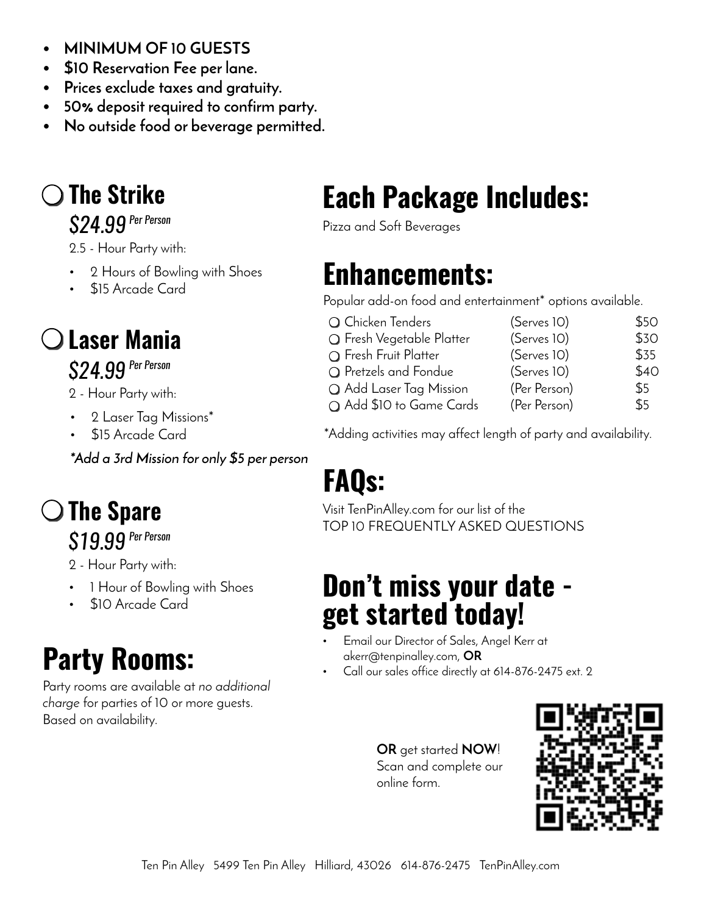- **MINIMUM OF 10 GUESTS**
- **$10 Reservation Fee per lane.**
- **Prices exclude taxes and gratuity.**
- **50% deposit required to confirm party.**
- **No outside food or beverage permitted.**

## ○ The Strike

*$24.99 Per Person*

2.5 - Hour Party with:

- 2 Hours of Bowling with Shoes
- $15 Arcade Card

## ○ Laser Mania

*$24.99 Per Person*

2 - Hour Party with:

- 2 Laser Tag Missions*
- $15 Arcade Card

*\*Add a 3rd Mission for only $5 per person*

## ○ The Spare

*$19.99 Per Person*

2 - Hour Party with:

- 1 Hour of Bowling with Shoes
- $10 Arcade Card

# Party Rooms:

Party rooms are available at *no additional charge* for parties of 10 or more guests. Based on availability.

# Each Package Includes:

Pizza and Soft Beverages

# Enhancements:

Popular add-on food and entertainment* options available.

| | | |
|---|---|---|
| ○ Chicken Tenders | (Serves 10) | $50 |
| ○ Fresh Vegetable Platter | (Serves 10) | $30 |
| ○ Fresh Fruit Platter | (Serves 10) | $35 |
| ○ Pretzels and Fondue | (Serves 10) | $40 |
| ○ Add Laser Tag Mission | (Per Person) | $5 |
| ○ Add $10 to Game Cards | (Per Person) | $5 |

*Adding activities may affect length of party and availability.

# FAQs:

Visit TenPinAlley.com for our list of the TOP 10 FREQUENTLY ASKED QUESTIONS

# Don't miss your date - get started today!

- Email our Director of Sales, Angel Kerr at akerr@tenpinalley.com, **OR**
- Call our sales office directly at 614-876-2475 ext. 2

**OR** get started **NOW**! Scan and complete our online form.

Ten Pin Alley 5499 Ten Pin Alley Hilliard, 43026 614-876-2475 TenPinAlley.com